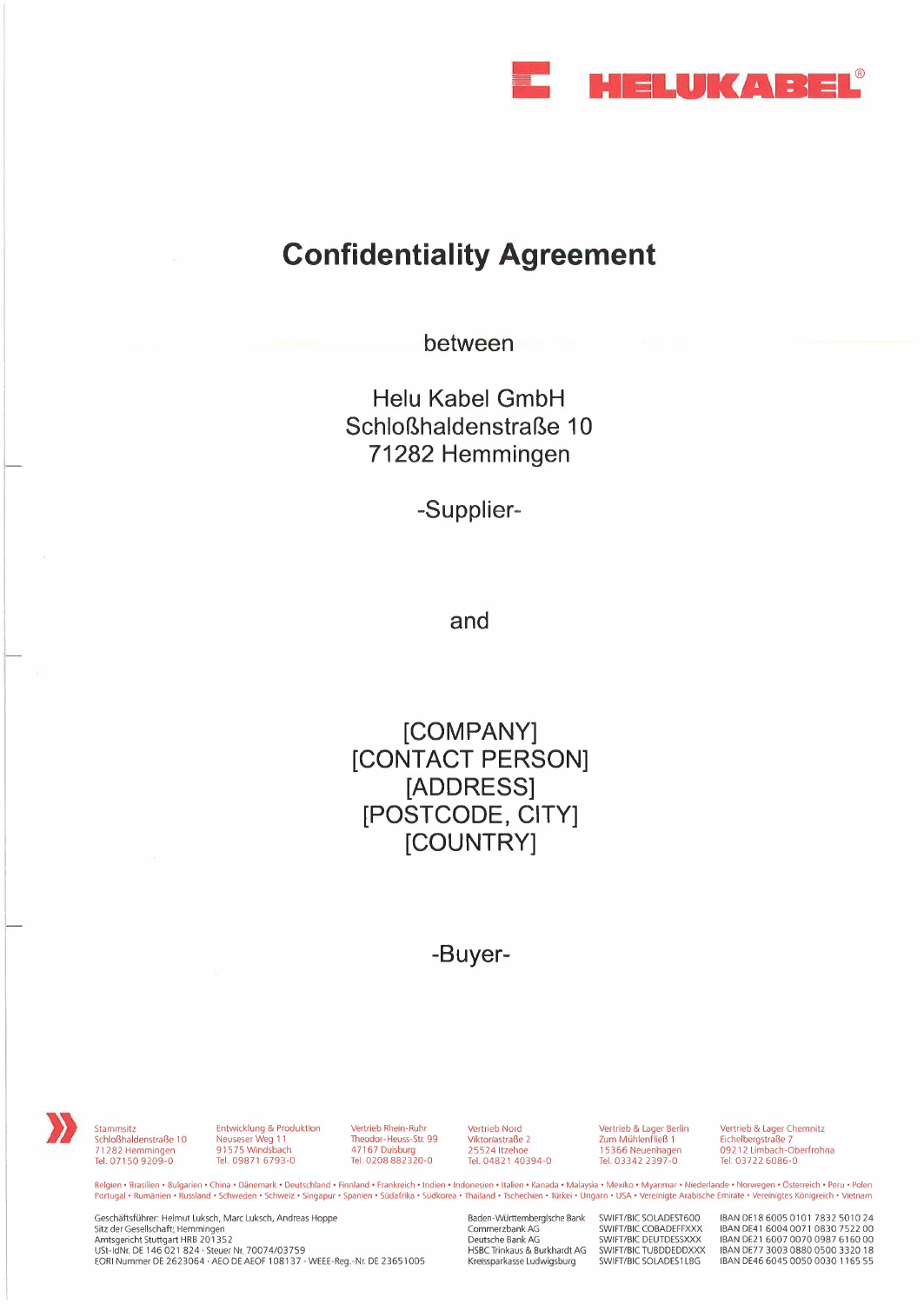# Confidentiality Agreement

between

Helu Kabel GmbH
Schloßhaldenstraße 10
71282 Hemmingen

-Supplier-

and

[COMPANY]
[CONTACT PERSON]
[ADDRESS]
[POSTCODE, CITY]
[COUNTRY]

-Buyer-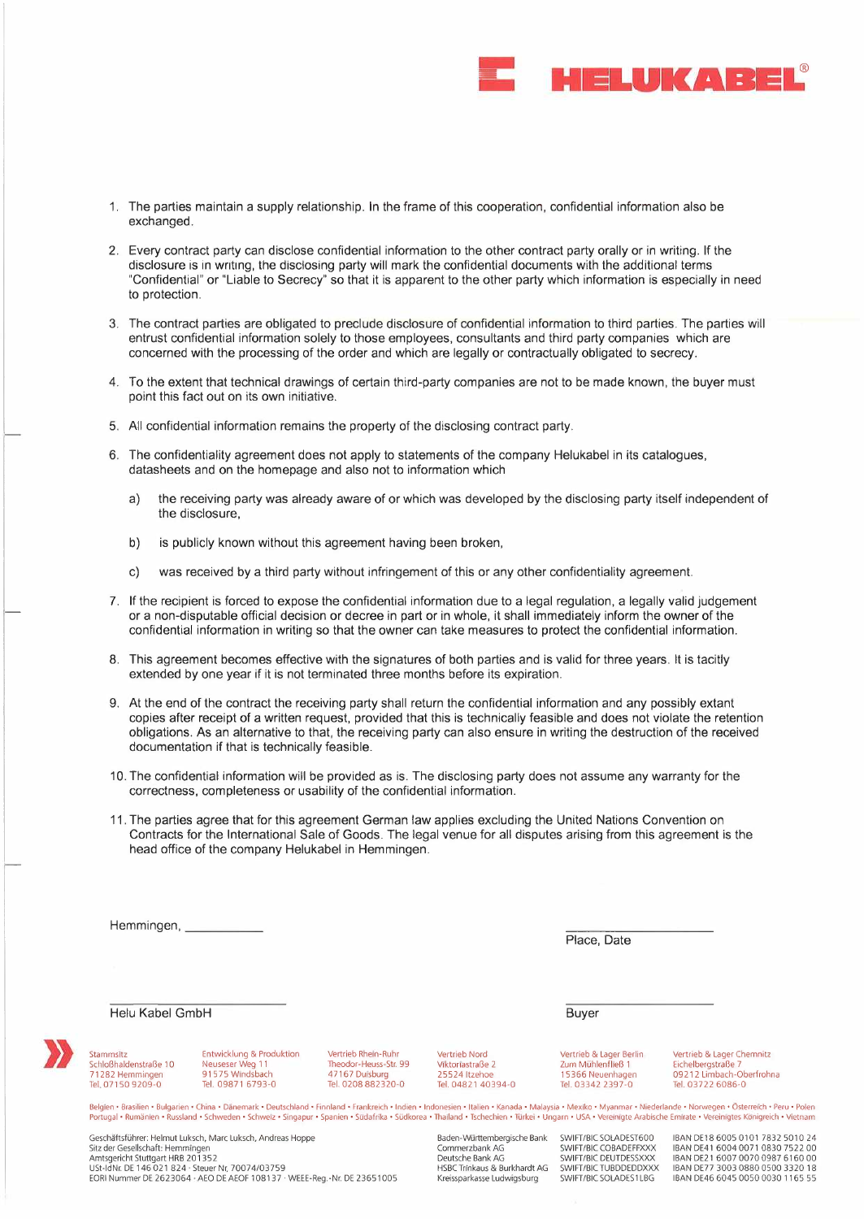1. The parties maintain a supply relationship. In the frame of this cooperation, confidential information also be exchanged.

2. Every contract party can disclose confidential information to the other contract party orally or in writing. If the disclosure is in writing, the disclosing party will mark the confidential documents with the additional terms "Confidential" or "Liable to Secrecy" so that it is apparent to the other party which information is especially in need to protection.

3. The contract parties are obligated to preclude disclosure of confidential information to third parties. The parties will entrust confidential information solely to those employees, consultants and third party companies which are concerned with the processing of the order and which are legally or contractually obligated to secrecy.

4. To the extent that technical drawings of certain third-party companies are not to be made known, the buyer must point this fact out on its own initiative.

5. All confidential information remains the property of the disclosing contract party.

6. The confidentiality agreement does not apply to statements of the company Helukabel in its catalogues, datasheets and on the homepage and also not to information which

   a) the receiving party was already aware of or which was developed by the disclosing party itself independent of the disclosure,

   b) is publicly known without this agreement having been broken,

   c) was received by a third party without infringement of this or any other confidentiality agreement.

7. If the recipient is forced to expose the confidential information due to a legal regulation, a legally valid judgement or a non-disputable official decision or decree in part or in whole, it shall immediately inform the owner of the confidential information in writing so that the owner can take measures to protect the confidential information.

8. This agreement becomes effective with the signatures of both parties and is valid for three years. It is tacitly extended by one year if it is not terminated three months before its expiration.

9. At the end of the contract the receiving party shall return the confidential information and any possibly extant copies after receipt of a written request, provided that this is technically feasible and does not violate the retention obligations. As an alternative to that, the receiving party can also ensure in writing the destruction of the received documentation if that is technically feasible.

10. The confidential information will be provided as is. The disclosing party does not assume any warranty for the correctness, completeness or usability of the confidential information.

11. The parties agree that for this agreement German law applies excluding the United Nations Convention on Contracts for the International Sale of Goods. The legal venue for all disputes arising from this agreement is the head office of the company Helukabel in Hemmingen.

Hemmingen, ___________

___________________
Place, Date

___________________
Helu Kabel GmbH

___________________
Buyer

Stammsitz
Schloßhaldenstraße 10
71282 Hemmingen
Tel. 07150 9209-0

Entwicklung & Produktion
Neuseser Weg 11
91575 Windsbach
Tel. 09871 6793-0

Vertrieb Rhein-Ruhr
Theodor-Heuss-Str. 99
47167 Duisburg
Tel. 0208 882320-0

Vertrieb Nord
Viktoriastraße 2
25524 Itzehoe
Tel. 04821 40394-0

Vertrieb & Lager Berlin
Zum Mühlenfließ 1
15366 Neuenhagen
Tel. 03342 2397-0

Vertrieb & Lager Chemnitz
Eichelbergstraße 7
09212 Limbach-Oberfrohna
Tel. 03722 6086-0

Belgien • Brasilien • Bulgarien • China • Dänemark • Deutschland • Finnland • Frankreich • Indien • Indonesien • Italien • Kanada • Malaysia • Mexiko • Myanmar • Niederlande • Norwegen • Österreich • Peru • Polen Portugal • Rumänien • Russland • Schweden • Schweiz • Singapur • Spanien • Südafrika • Südkorea • Thailand • Tschechien • Türkei • Ungarn • USA • Vereinigte Arabische Emirate • Vereinigtes Königreich • Vietnam

Geschäftsführer: Helmut Luksch, Marc Luksch, Andreas Hoppe
Sitz der Gesellschaft: Hemmingen
Amtsgericht Stuttgart HRB 201352
USt-IdNr. DE 146 021 824 · Steuer Nr. 70074/03759
EORI Nummer DE 2623064 · AEO DE AEOF 108137 · WEEE-Reg.-Nr. DE 23651005

| | | |
|---|---|---|
| Baden-Württembergische Bank | SWIFT/BIC SOLADEST600 | IBAN DE18 6005 0101 7832 5010 24 |
| Commerzbank AG | SWIFT/BIC COBADEFFXXX | IBAN DE41 6004 0071 0830 7522 00 |
| Deutsche Bank AG | SWIFT/BIC DEUTDESSXXX | IBAN DE21 6007 0070 0987 6160 00 |
| HSBC Trinkaus & Burkhardt AG | SWIFT/BIC TUBDDEDDXXX | IBAN DE77 3003 0880 0500 3320 18 |
| Kreissparkasse Ludwigsburg | SWIFT/BIC SOLADES1LBG | IBAN DE46 6045 0050 0030 1165 55 |